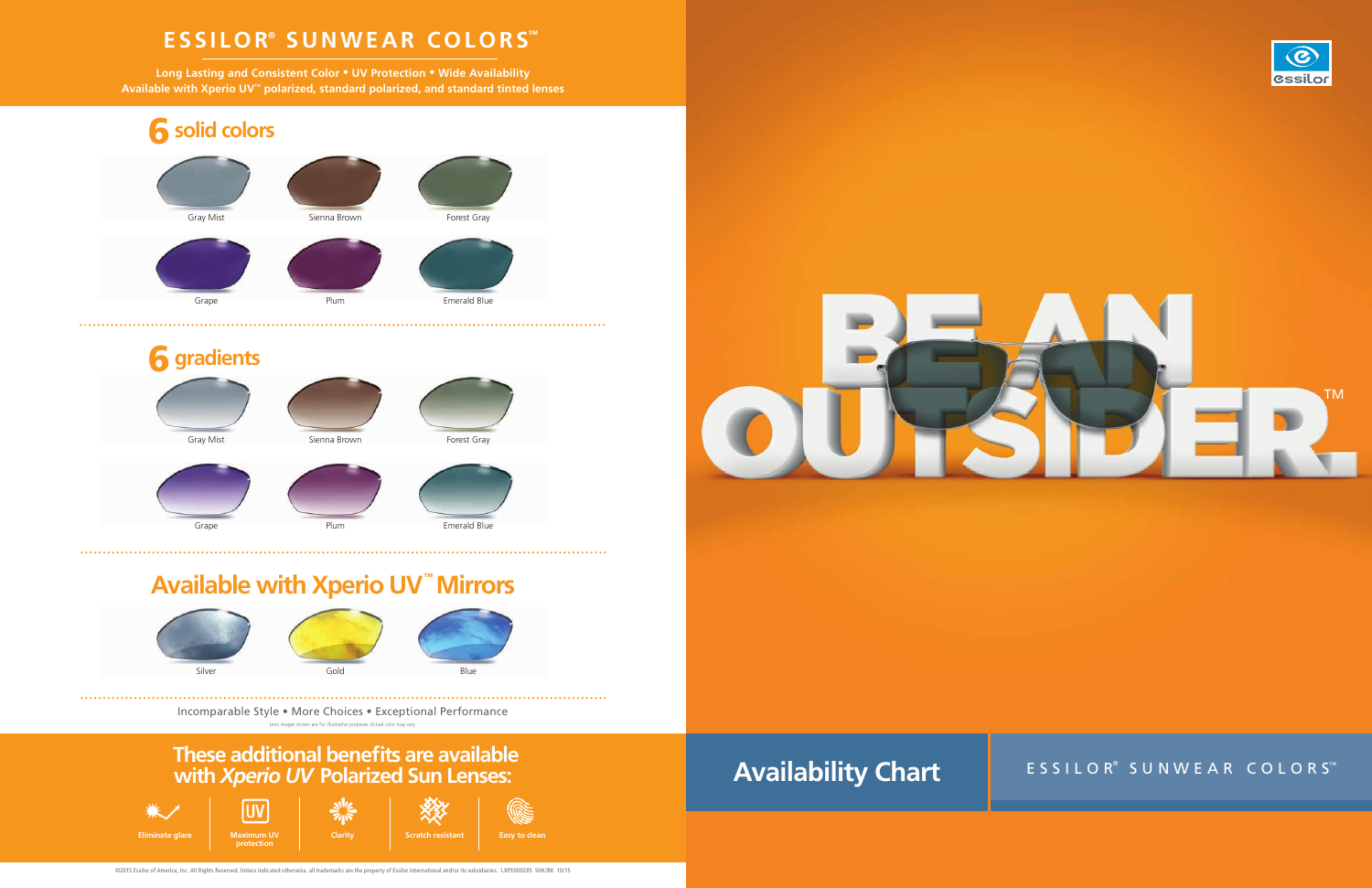# ESSILOR® SUNWEAR COLORS™

**Long Lasting and Consistent Color • UV Protection • Wide Availability**
**Available with Xperio UV™ polarized, standard polarized, and standard tinted lenses**

## 6 solid colors

Gray Mist | Sienna Brown | Forest Gray

Grape | Plum | Emerald Blue

## 6 gradients

Gray Mist | Sienna Brown | Forest Gray

Grape | Plum | Emerald Blue

## Available with Xperio UV™ Mirrors

Silver | Gold | Blue

Incomparable Style • More Choices • Exceptional Performance

Lens images shown are for illustrative purposes. Actual color may vary.

## These additional benefits are available with *Xperio UV* Polarized Sun Lenses:

- Eliminate glare
- Maximum UV protection
- Clarity
- Scratch resistant
- Easy to clean

©2015 Essilor of America, Inc. All Rights Reserved. Unless indicated otherwise, all trademarks are the property of Essilor International and/or its subsidiaries. LXPE000285 SHK/BK 10/15

essilor

BE AN OUTSIDER.™

# Availability Chart

ESSILOR® SUNWEAR COLORS™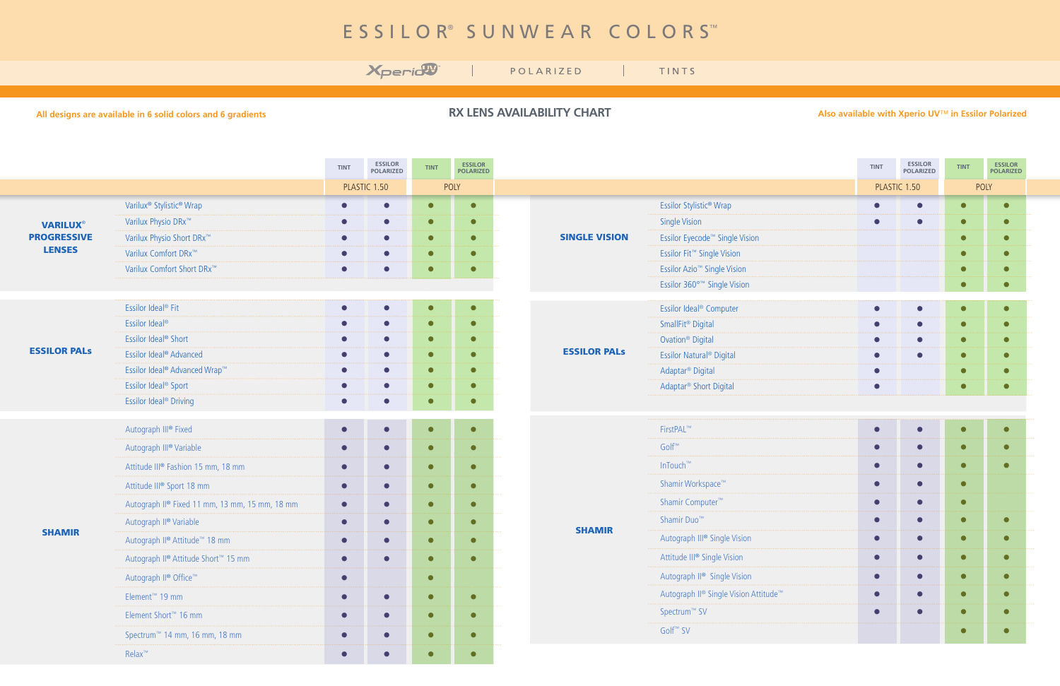# ESSILOR® SUNWEAR COLORS™

Xperio UV | POLARIZED | TINTS

All designs are available in 6 solid colors and 6 gradients

## RX LENS AVAILABILITY CHART

Also available with Xperio UV™ in Essilor Polarized

| | | PLASTIC 1.50 TINT | PLASTIC 1.50 ESSILOR POLARIZED | POLY TINT | POLY ESSILOR POLARIZED |
|---|---|---|---|---|---|
| VARILUX® PROGRESSIVE LENSES | Varilux® Stylistic® Wrap | ● | ● | ● | ● |
| | Varilux Physio DRx™ | ● | ● | ● | ● |
| | Varilux Physio Short DRx™ | ● | ● | ● | ● |
| | Varilux Comfort DRx™ | ● | ● | ● | ● |
| | Varilux Comfort Short DRx™ | ● | ● | ● | ● |
| ESSILOR PALs | Essilor Ideal® Fit | ● | ● | ● | ● |
| | Essilor Ideal® | ● | ● | ● | ● |
| | Essilor Ideal® Short | ● | ● | ● | ● |
| | Essilor Ideal® Advanced | ● | ● | ● | ● |
| | Essilor Ideal® Advanced Wrap™ | ● | ● | ● | ● |
| | Essilor Ideal® Sport | ● | ● | ● | ● |
| | Essilor Ideal® Driving | ● | ● | ● | ● |
| SHAMIR | Autograph III® Fixed | ● | ● | ● | ● |
| | Autograph III® Variable | ● | ● | ● | ● |
| | Attitude III® Fashion 15 mm, 18 mm | ● | ● | ● | ● |
| | Attitude III® Sport 18 mm | ● | ● | ● | ● |
| | Autograph II® Fixed 11 mm, 13 mm, 15 mm, 18 mm | ● | ● | ● | ● |
| | Autograph II® Variable | ● | ● | ● | ● |
| | Autograph II® Attitude™ 18 mm | ● | ● | ● | ● |
| | Autograph II® Attitude Short™ 15 mm | ● | ● | ● | ● |
| | Autograph II® Office™ | ● | | ● | |
| | Element™ 19 mm | ● | ● | ● | ● |
| | Element Short™ 16 mm | ● | ● | ● | ● |
| | Spectrum™ 14 mm, 16 mm, 18 mm | ● | ● | ● | ● |
| | Relax™ | ● | ● | ● | ● |

| | | PLASTIC 1.50 TINT | PLASTIC 1.50 ESSILOR POLARIZED | POLY TINT | POLY ESSILOR POLARIZED |
|---|---|---|---|---|---|
| SINGLE VISION | Essilor Stylistic® Wrap | ● | ● | ● | ● |
| | Single Vision | ● | ● | ● | ● |
| | Essilor Eyecode™ Single Vision | | | ● | ● |
| | Essilor Fit™ Single Vision | | | ● | ● |
| | Essilor Azio™ Single Vision | | | ● | ● |
| | Essilor 360°™ Single Vision | | | ● | ● |
| ESSILOR PALs | Essilor Ideal® Computer | ● | ● | ● | ● |
| | SmallFit® Digital | ● | ● | ● | ● |
| | Ovation® Digital | ● | ● | ● | ● |
| | Essilor Natural® Digital | ● | ● | ● | ● |
| | Adaptar® Digital | ● | | ● | ● |
| | Adaptar® Short Digital | ● | | ● | ● |
| SHAMIR | FirstPAL™ | ● | ● | ● | ● |
| | Golf™ | ● | ● | ● | ● |
| | InTouch™ | ● | ● | ● | ● |
| | Shamir Workspace™ | ● | ● | ● | |
| | Shamir Computer™ | ● | ● | ● | |
| | Shamir Duo™ | ● | ● | ● | ● |
| | Autograph III® Single Vision | ● | ● | ● | ● |
| | Attitude III® Single Vision | ● | ● | ● | ● |
| | Autograph II® Single Vision | ● | ● | ● | ● |
| | Autograph II® Single Vision Attitude™ | ● | ● | ● | ● |
| | Spectrum™ SV | ● | ● | ● | ● |
| | Golf™ SV | | | ● | ● |